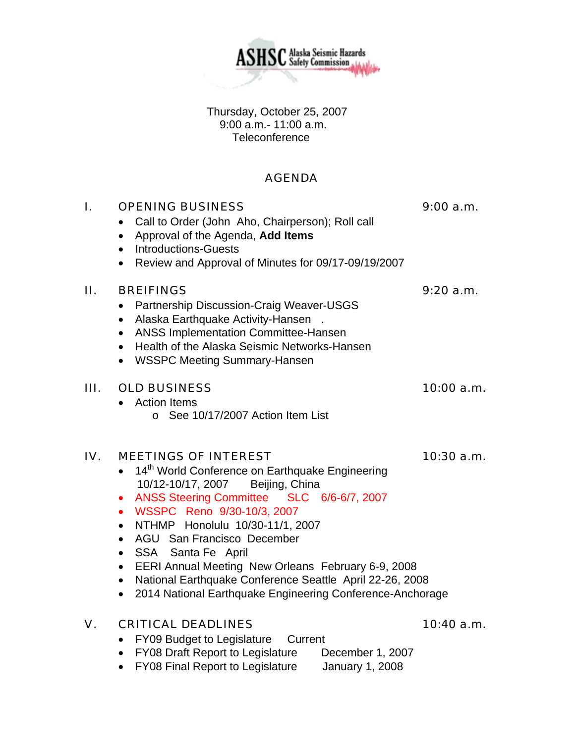ASHSC Alaska Seismic Hazards Safety Commission

Thursday, October 25, 2007
9:00 a.m.- 11:00 a.m.
Teleconference

# AGENDA

## I. OPENING BUSINESS — 9:00 a.m.

- Call to Order (John Aho, Chairperson); Roll call
- Approval of the Agenda, **Add Items**
- Introductions-Guests
- Review and Approval of Minutes for 09/17-09/19/2007

## II. BREIFINGS — 9:20 a.m.

- Partnership Discussion-Craig Weaver-USGS
- Alaska Earthquake Activity-Hansen .
- ANSS Implementation Committee-Hansen
- Health of the Alaska Seismic Networks-Hansen
- WSSPC Meeting Summary-Hansen

## III. OLD BUSINESS — 10:00 a.m.

- Action Items
  - See 10/17/2007 Action Item List

## IV. MEETINGS OF INTEREST — 10:30 a.m.

- 14th World Conference on Earthquake Engineering 10/12-10/17, 2007 Beijing, China
- ANSS Steering Committee SLC 6/6-6/7, 2007
- WSSPC Reno 9/30-10/3, 2007
- NTHMP Honolulu 10/30-11/1, 2007
- AGU San Francisco December
- SSA Santa Fe April
- EERI Annual Meeting New Orleans February 6-9, 2008
- National Earthquake Conference Seattle April 22-26, 2008
- 2014 National Earthquake Engineering Conference-Anchorage

## V. CRITICAL DEADLINES — 10:40 a.m.

- FY09 Budget to Legislature Current
- FY08 Draft Report to Legislature December 1, 2007
- FY08 Final Report to Legislature January 1, 2008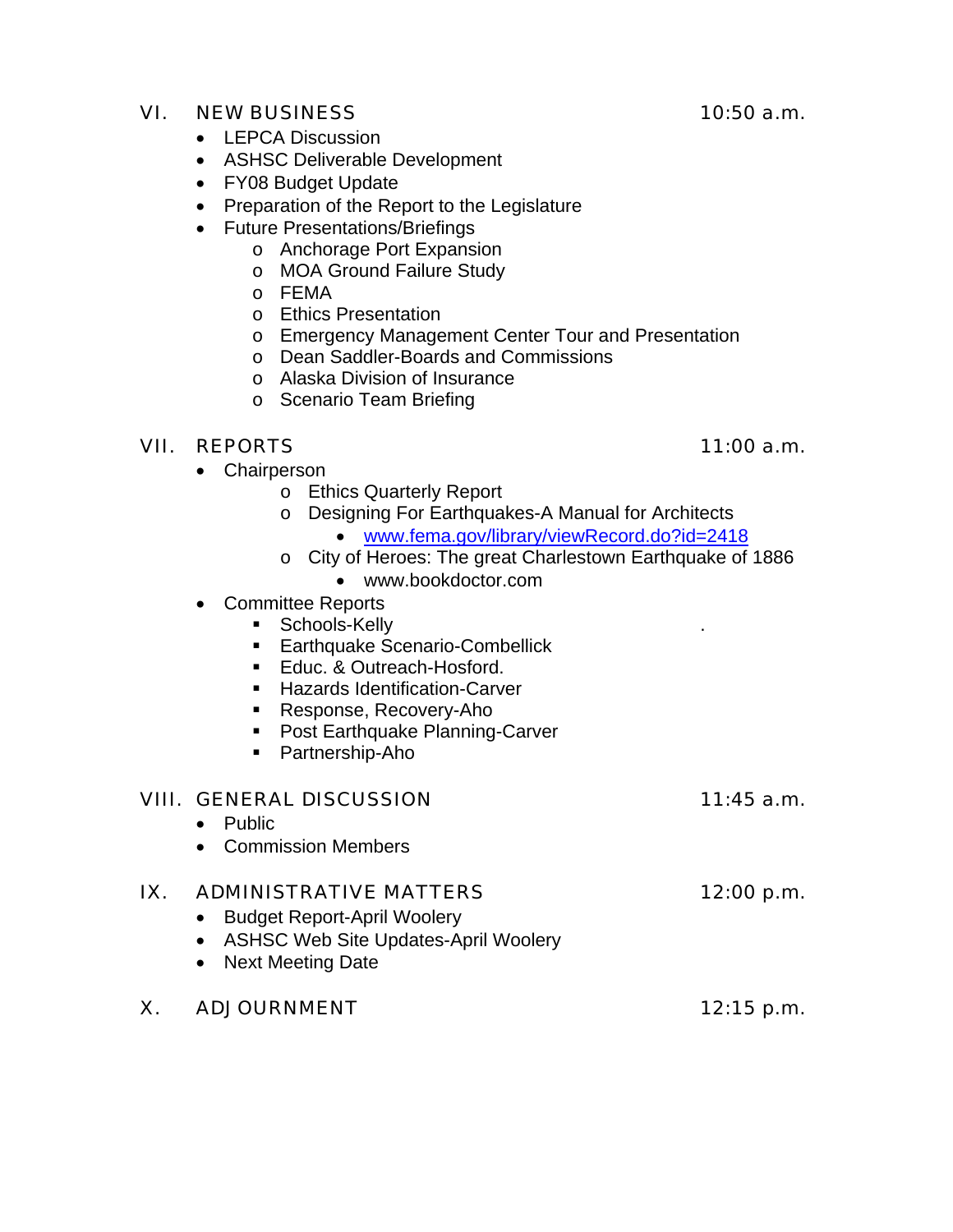## VI. NEW BUSINESS 10:50 a.m.

- LEPCA Discussion
- ASHSC Deliverable Development
- FY08 Budget Update
- Preparation of the Report to the Legislature
- Future Presentations/Briefings
  - Anchorage Port Expansion
  - MOA Ground Failure Study
  - FEMA
  - Ethics Presentation
  - Emergency Management Center Tour and Presentation
  - Dean Saddler-Boards and Commissions
  - Alaska Division of Insurance
  - Scenario Team Briefing

## VII. REPORTS 11:00 a.m.

- Chairperson
  - Ethics Quarterly Report
  - Designing For Earthquakes-A Manual for Architects
    - www.fema.gov/library/viewRecord.do?id=2418
  - City of Heroes: The great Charlestown Earthquake of 1886
    - www.bookdoctor.com
- Committee Reports
  - Schools-Kelly .
  - Earthquake Scenario-Combellick
  - Educ. & Outreach-Hosford.
  - Hazards Identification-Carver
  - Response, Recovery-Aho
  - Post Earthquake Planning-Carver
  - Partnership-Aho

## VIII. GENERAL DISCUSSION 11:45 a.m.

- Public
- Commission Members

## IX. ADMINISTRATIVE MATTERS 12:00 p.m.

- Budget Report-April Woolery
- ASHSC Web Site Updates-April Woolery
- Next Meeting Date

## X. ADJOURNMENT 12:15 p.m.